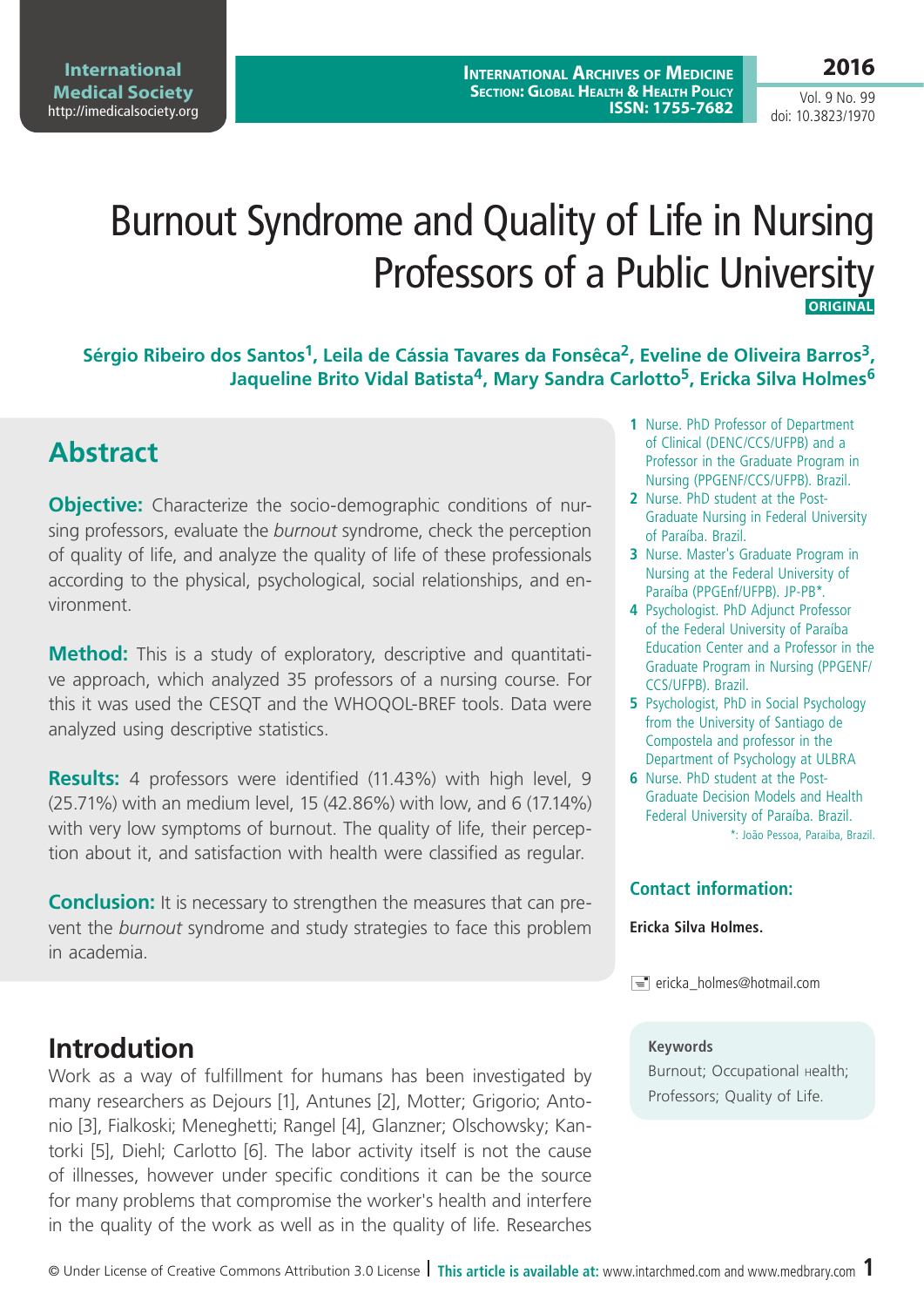# Burnout Syndrome and Quality of Life in Nursing Professors of a Public University

**ORIGINAL**

**Sérgio Ribeiro dos Santos[1], Leila de Cássia Tavares da Fonsêca[2], Eveline de Oliveira Barros[3], Jaqueline Brito Vidal Batista[4], Mary Sandra Carlotto[5], Ericka Silva Holmes[6]**

1 Nurse. PhD Professor of Department of Clinical (DENC/CCS/UFPB) and a Professor in the Graduate Program in Nursing (PPGENF/CCS/UFPB). Brazil.
2 Nurse. PhD student at the Post-Graduate Nursing in Federal University of Paraíba. Brazil.
3 Nurse. Master's Graduate Program in Nursing at the Federal University of Paraíba (PPGEnf/UFPB). JP-PB*.
4 Psychologist. PhD Adjunct Professor of the Federal University of Paraíba Education Center and a Professor in the Graduate Program in Nursing (PPGENF/CCS/UFPB). Brazil.
5 Psychologist, PhD in Social Psychology from the University of Santiago de Compostela and professor in the Department of Psychology at ULBRA
6 Nurse. PhD student at the Post-Graduate Decision Models and Health Federal University of Paraíba. Brazil.

*: João Pessoa, Paraiba, Brazil.

## Abstract

**Objective:** Characterize the socio-demographic conditions of nursing professors, evaluate the *burnout* syndrome, check the perception of quality of life, and analyze the quality of life of these professionals according to the physical, psychological, social relationships, and environment.

**Method:** This is a study of exploratory, descriptive and quantitative approach, which analyzed 35 professors of a nursing course. For this it was used the CESQT and the WHOQOL-BREF tools. Data were analyzed using descriptive statistics.

**Results:** 4 professors were identified (11.43%) with high level, 9 (25.71%) with an medium level, 15 (42.86%) with low, and 6 (17.14%) with very low symptoms of burnout. The quality of life, their perception about it, and satisfaction with health were classified as regular.

**Conclusion:** It is necessary to strengthen the measures that can prevent the *burnout* syndrome and study strategies to face this problem in academia.

### Contact information:

**Ericka Silva Holmes.**

ericka_holmes@hotmail.com

**Keywords**

Burnout; Occupational Health; Professors; Quality of Life.

## Introduction

Work as a way of fulfillment for humans has been investigated by many researchers as Dejours [1], Antunes [2], Motter; Grigorio; Antonio [3], Fialkoski; Meneghetti; Rangel [4], Glanzner; Olschowsky; Kantorki [5], Diehl; Carlotto [6]. The labor activity itself is not the cause of illnesses, however under specific conditions it can be the source for many problems that compromise the worker's health and interfere in the quality of the work as well as in the quality of life. Researches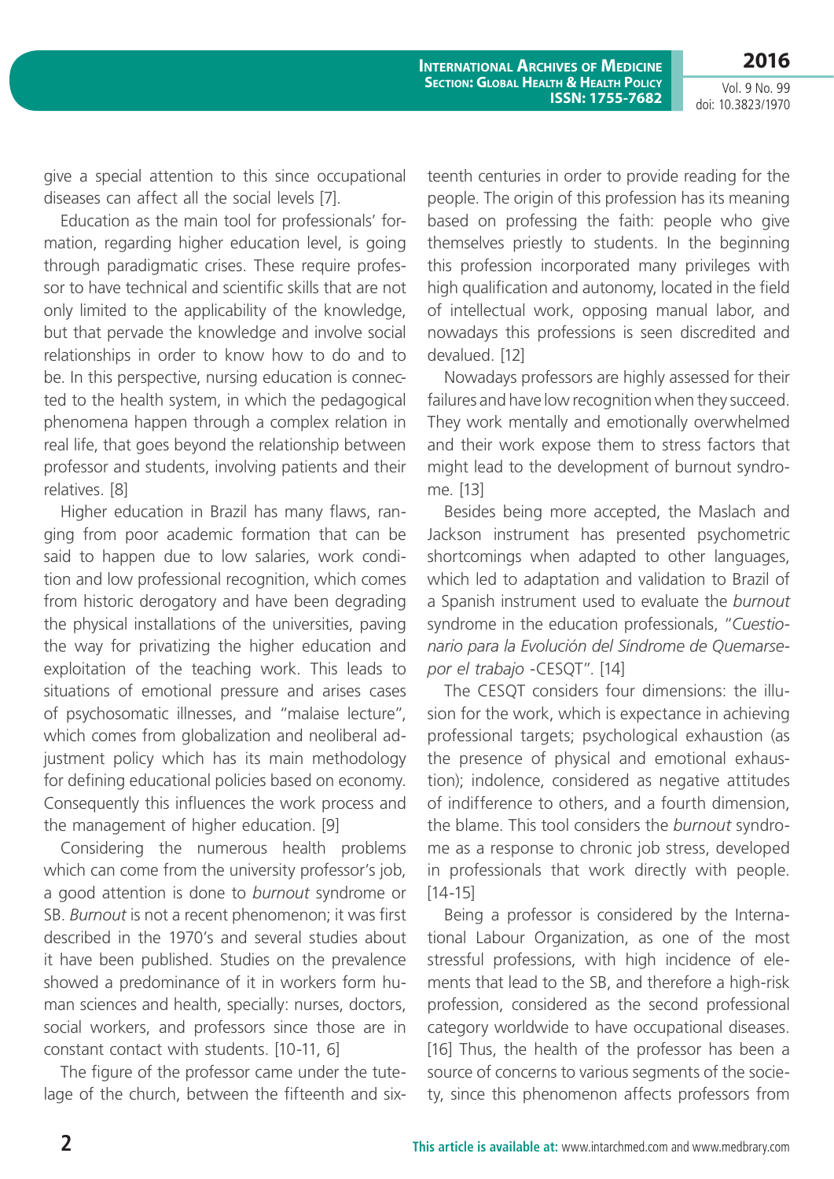give a special attention to this since occupational diseases can affect all the social levels [7].

Education as the main tool for professionals' formation, regarding higher education level, is going through paradigmatic crises. These require professor to have technical and scientific skills that are not only limited to the applicability of the knowledge, but that pervade the knowledge and involve social relationships in order to know how to do and to be. In this perspective, nursing education is connected to the health system, in which the pedagogical phenomena happen through a complex relation in real life, that goes beyond the relationship between professor and students, involving patients and their relatives. [8]

Higher education in Brazil has many flaws, ranging from poor academic formation that can be said to happen due to low salaries, work condition and low professional recognition, which comes from historic derogatory and have been degrading the physical installations of the universities, paving the way for privatizing the higher education and exploitation of the teaching work. This leads to situations of emotional pressure and arises cases of psychosomatic illnesses, and "malaise lecture", which comes from globalization and neoliberal adjustment policy which has its main methodology for defining educational policies based on economy. Consequently this influences the work process and the management of higher education. [9]

Considering the numerous health problems which can come from the university professor's job, a good attention is done to *burnout* syndrome or SB. *Burnout* is not a recent phenomenon; it was first described in the 1970's and several studies about it have been published. Studies on the prevalence showed a predominance of it in workers form human sciences and health, specially: nurses, doctors, social workers, and professors since those are in constant contact with students. [10-11, 6]

The figure of the professor came under the tutelage of the church, between the fifteenth and sixteenth centuries in order to provide reading for the people. The origin of this profession has its meaning based on professing the faith: people who give themselves priestly to students. In the beginning this profession incorporated many privileges with high qualification and autonomy, located in the field of intellectual work, opposing manual labor, and nowadays this professions is seen discredited and devalued. [12]

Nowadays professors are highly assessed for their failures and have low recognition when they succeed. They work mentally and emotionally overwhelmed and their work expose them to stress factors that might lead to the development of burnout syndrome. [13]

Besides being more accepted, the Maslach and Jackson instrument has presented psychometric shortcomings when adapted to other languages, which led to adaptation and validation to Brazil of a Spanish instrument used to evaluate the *burnout* syndrome in the education professionals, "*Cuestionario para la Evolución del Síndrome de Quemarse-por el trabajo* -CESQT". [14]

The CESQT considers four dimensions: the illusion for the work, which is expectance in achieving professional targets; psychological exhaustion (as the presence of physical and emotional exhaustion); indolence, considered as negative attitudes of indifference to others, and a fourth dimension, the blame. This tool considers the *burnout* syndrome as a response to chronic job stress, developed in professionals that work directly with people. [14-15]

Being a professor is considered by the International Labour Organization, as one of the most stressful professions, with high incidence of elements that lead to the SB, and therefore a high-risk profession, considered as the second professional category worldwide to have occupational diseases. [16] Thus, the health of the professor has been a source of concerns to various segments of the society, since this phenomenon affects professors from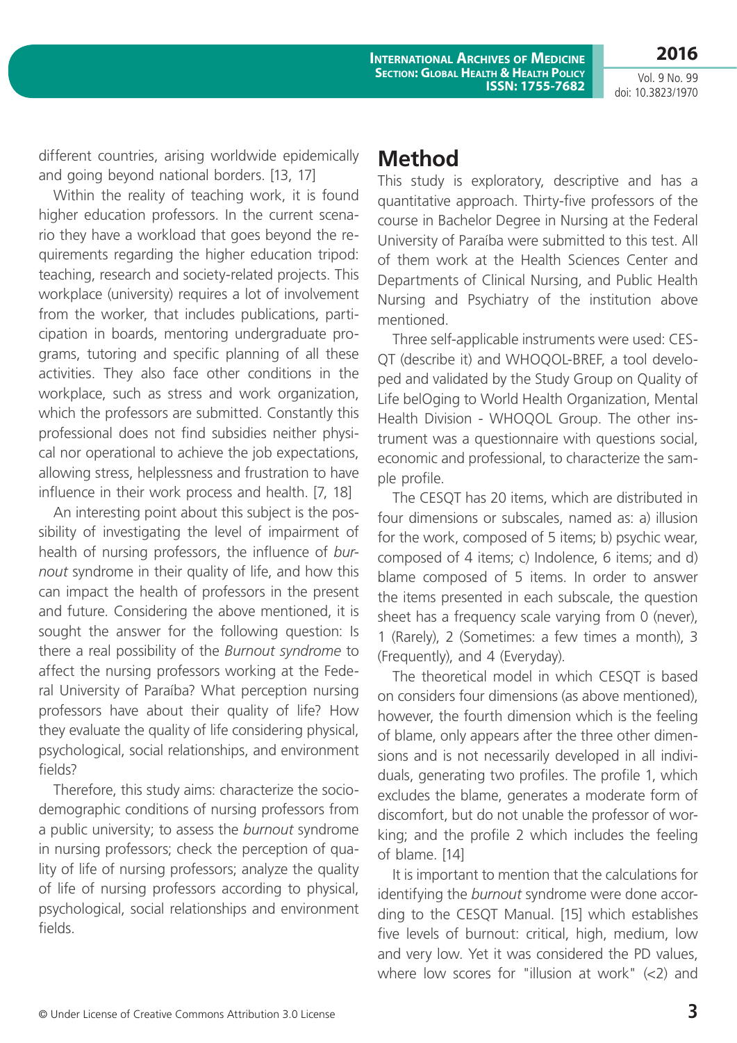different countries, arising worldwide epidemically and going beyond national borders. [13, 17]

Within the reality of teaching work, it is found higher education professors. In the current scenario they have a workload that goes beyond the requirements regarding the higher education tripod: teaching, research and society-related projects. This workplace (university) requires a lot of involvement from the worker, that includes publications, participation in boards, mentoring undergraduate programs, tutoring and specific planning of all these activities. They also face other conditions in the workplace, such as stress and work organization, which the professors are submitted. Constantly this professional does not find subsidies neither physical nor operational to achieve the job expectations, allowing stress, helplessness and frustration to have influence in their work process and health. [7, 18]

An interesting point about this subject is the possibility of investigating the level of impairment of health of nursing professors, the influence of *burnout* syndrome in their quality of life, and how this can impact the health of professors in the present and future. Considering the above mentioned, it is sought the answer for the following question: Is there a real possibility of the *Burnout syndrome* to affect the nursing professors working at the Federal University of Paraíba? What perception nursing professors have about their quality of life? How they evaluate the quality of life considering physical, psychological, social relationships, and environment fields?

Therefore, this study aims: characterize the sociodemographic conditions of nursing professors from a public university; to assess the *burnout* syndrome in nursing professors; check the perception of quality of life of nursing professors; analyze the quality of life of nursing professors according to physical, psychological, social relationships and environment fields.

## Method

This study is exploratory, descriptive and has a quantitative approach. Thirty-five professors of the course in Bachelor Degree in Nursing at the Federal University of Paraíba were submitted to this test. All of them work at the Health Sciences Center and Departments of Clinical Nursing, and Public Health Nursing and Psychiatry of the institution above mentioned.

Three self-applicable instruments were used: CESQT (describe it) and WHOQOL-BREF, a tool developed and validated by the Study Group on Quality of Life belOging to World Health Organization, Mental Health Division - WHOQOL Group. The other instrument was a questionnaire with questions social, economic and professional, to characterize the sample profile.

The CESQT has 20 items, which are distributed in four dimensions or subscales, named as: a) illusion for the work, composed of 5 items; b) psychic wear, composed of 4 items; c) Indolence, 6 items; and d) blame composed of 5 items. In order to answer the items presented in each subscale, the question sheet has a frequency scale varying from 0 (never), 1 (Rarely), 2 (Sometimes: a few times a month), 3 (Frequently), and 4 (Everyday).

The theoretical model in which CESQT is based on considers four dimensions (as above mentioned), however, the fourth dimension which is the feeling of blame, only appears after the three other dimensions and is not necessarily developed in all individuals, generating two profiles. The profile 1, which excludes the blame, generates a moderate form of discomfort, but do not unable the professor of working; and the profile 2 which includes the feeling of blame. [14]

It is important to mention that the calculations for identifying the *burnout* syndrome were done according to the CESQT Manual. [15] which establishes five levels of burnout: critical, high, medium, low and very low. Yet it was considered the PD values, where low scores for "illusion at work" (<2) and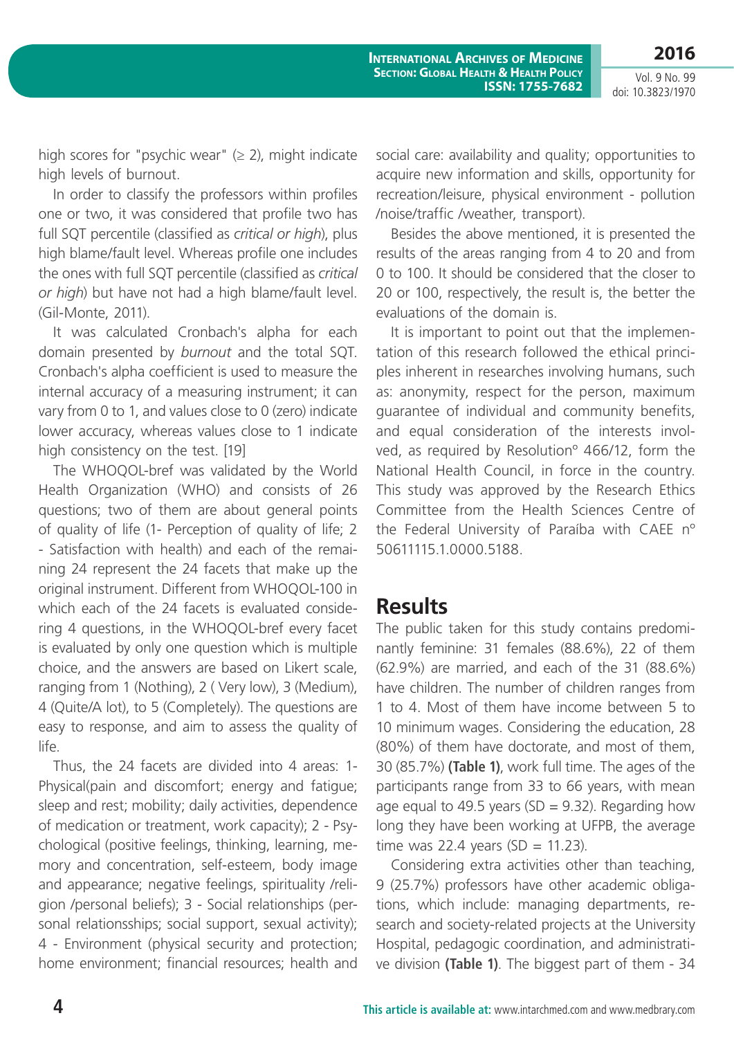high scores for "psychic wear" (≥ 2), might indicate high levels of burnout.

In order to classify the professors within profiles one or two, it was considered that profile two has full SQT percentile (classified as *critical or high*), plus high blame/fault level. Whereas profile one includes the ones with full SQT percentile (classified as *critical or high*) but have not had a high blame/fault level. (Gil-Monte, 2011).

It was calculated Cronbach's alpha for each domain presented by *burnout* and the total SQT. Cronbach's alpha coefficient is used to measure the internal accuracy of a measuring instrument; it can vary from 0 to 1, and values close to 0 (zero) indicate lower accuracy, whereas values close to 1 indicate high consistency on the test. [19]

The WHOQOL-bref was validated by the World Health Organization (WHO) and consists of 26 questions; two of them are about general points of quality of life (1- Perception of quality of life; 2 - Satisfaction with health) and each of the remaining 24 represent the 24 facets that make up the original instrument. Different from WHOQOL-100 in which each of the 24 facets is evaluated considering 4 questions, in the WHOQOL-bref every facet is evaluated by only one question which is multiple choice, and the answers are based on Likert scale, ranging from 1 (Nothing), 2 ( Very low), 3 (Medium), 4 (Quite/A lot), to 5 (Completely). The questions are easy to response, and aim to assess the quality of life.

Thus, the 24 facets are divided into 4 areas: 1- Physical(pain and discomfort; energy and fatigue; sleep and rest; mobility; daily activities, dependence of medication or treatment, work capacity); 2 - Psychological (positive feelings, thinking, learning, memory and concentration, self-esteem, body image and appearance; negative feelings, spirituality /religion /personal beliefs); 3 - Social relationships (personal relationsships; social support, sexual activity); 4 - Environment (physical security and protection; home environment; financial resources; health and social care: availability and quality; opportunities to acquire new information and skills, opportunity for recreation/leisure, physical environment - pollution /noise/traffic /weather, transport).

Besides the above mentioned, it is presented the results of the areas ranging from 4 to 20 and from 0 to 100. It should be considered that the closer to 20 or 100, respectively, the result is, the better the evaluations of the domain is.

It is important to point out that the implementation of this research followed the ethical principles inherent in researches involving humans, such as: anonymity, respect for the person, maximum guarantee of individual and community benefits, and equal consideration of the interests involved, as required by Resolutionº 466/12, form the National Health Council, in force in the country. This study was approved by the Research Ethics Committee from the Health Sciences Centre of the Federal University of Paraíba with CAEE nº 50611115.1.0000.5188.

## Results

The public taken for this study contains predominantly feminine: 31 females (88.6%), 22 of them (62.9%) are married, and each of the 31 (88.6%) have children. The number of children ranges from 1 to 4. Most of them have income between 5 to 10 minimum wages. Considering the education, 28 (80%) of them have doctorate, and most of them, 30 (85.7%) **(Table 1)**, work full time. The ages of the participants range from 33 to 66 years, with mean age equal to 49.5 years (SD = 9.32). Regarding how long they have been working at UFPB, the average time was 22.4 years (SD = 11.23).

Considering extra activities other than teaching, 9 (25.7%) professors have other academic obligations, which include: managing departments, research and society-related projects at the University Hospital, pedagogic coordination, and administrative division **(Table 1)**. The biggest part of them - 34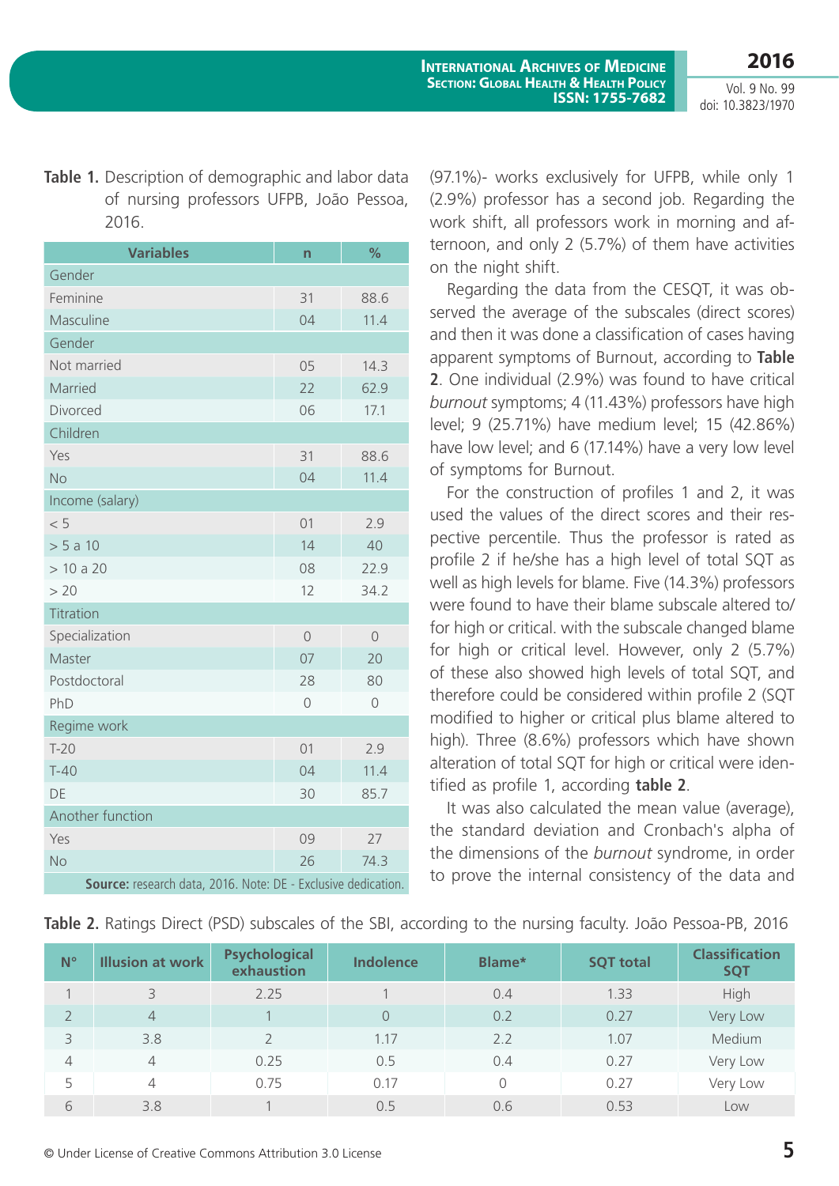**Table 1.** Description of demographic and labor data of nursing professors UFPB, João Pessoa, 2016.

| Variables | n | % |
|---|---|---|
| Gender | | |
| Feminine | 31 | 88.6 |
| Masculine | 04 | 11.4 |
| Gender | | |
| Not married | 05 | 14.3 |
| Married | 22 | 62.9 |
| Divorced | 06 | 17.1 |
| Children | | |
| Yes | 31 | 88.6 |
| No | 04 | 11.4 |
| Income (salary) | | |
| < 5 | 01 | 2.9 |
| > 5 a 10 | 14 | 40 |
| > 10 a 20 | 08 | 22.9 |
| > 20 | 12 | 34.2 |
| Titration | | |
| Specialization | 0 | 0 |
| Master | 07 | 20 |
| Postdoctoral | 28 | 80 |
| PhD | 0 | 0 |
| Regime work | | |
| T-20 | 01 | 2.9 |
| T-40 | 04 | 11.4 |
| DE | 30 | 85.7 |
| Another function | | |
| Yes | 09 | 27 |
| No | 26 | 74.3 |

**Source:** research data, 2016. Note: DE - Exclusive dedication.

(97.1%)- works exclusively for UFPB, while only 1 (2.9%) professor has a second job. Regarding the work shift, all professors work in morning and afternoon, and only 2 (5.7%) of them have activities on the night shift.

Regarding the data from the CESQT, it was observed the average of the subscales (direct scores) and then it was done a classification of cases having apparent symptoms of Burnout, according to **Table 2**. One individual (2.9%) was found to have critical *burnout* symptoms; 4 (11.43%) professors have high level; 9 (25.71%) have medium level; 15 (42.86%) have low level; and 6 (17.14%) have a very low level of symptoms for Burnout.

For the construction of profiles 1 and 2, it was used the values of the direct scores and their respective percentile. Thus the professor is rated as profile 2 if he/she has a high level of total SQT as well as high levels for blame. Five (14.3%) professors were found to have their blame subscale altered to/for high or critical. with the subscale changed blame for high or critical level. However, only 2 (5.7%) of these also showed high levels of total SQT, and therefore could be considered within profile 2 (SQT modified to higher or critical plus blame altered to high). Three (8.6%) professors which have shown alteration of total SQT for high or critical were identified as profile 1, according **table 2**.

It was also calculated the mean value (average), the standard deviation and Cronbach's alpha of the dimensions of the *burnout* syndrome, in order to prove the internal consistency of the data and

**Table 2.** Ratings Direct (PSD) subscales of the SBI, according to the nursing faculty. João Pessoa-PB, 2016

| N° | Illusion at work | Psychological exhaustion | Indolence | Blame* | SQT total | Classification SQT |
|---|---|---|---|---|---|---|
| 1 | 3 | 2.25 | 1 | 0.4 | 1.33 | High |
| 2 | 4 | 1 | 0 | 0.2 | 0.27 | Very Low |
| 3 | 3.8 | 2 | 1.17 | 2.2 | 1.07 | Medium |
| 4 | 4 | 0.25 | 0.5 | 0.4 | 0.27 | Very Low |
| 5 | 4 | 0.75 | 0.17 | 0 | 0.27 | Very Low |
| 6 | 3.8 | 1 | 0.5 | 0.6 | 0.53 | Low |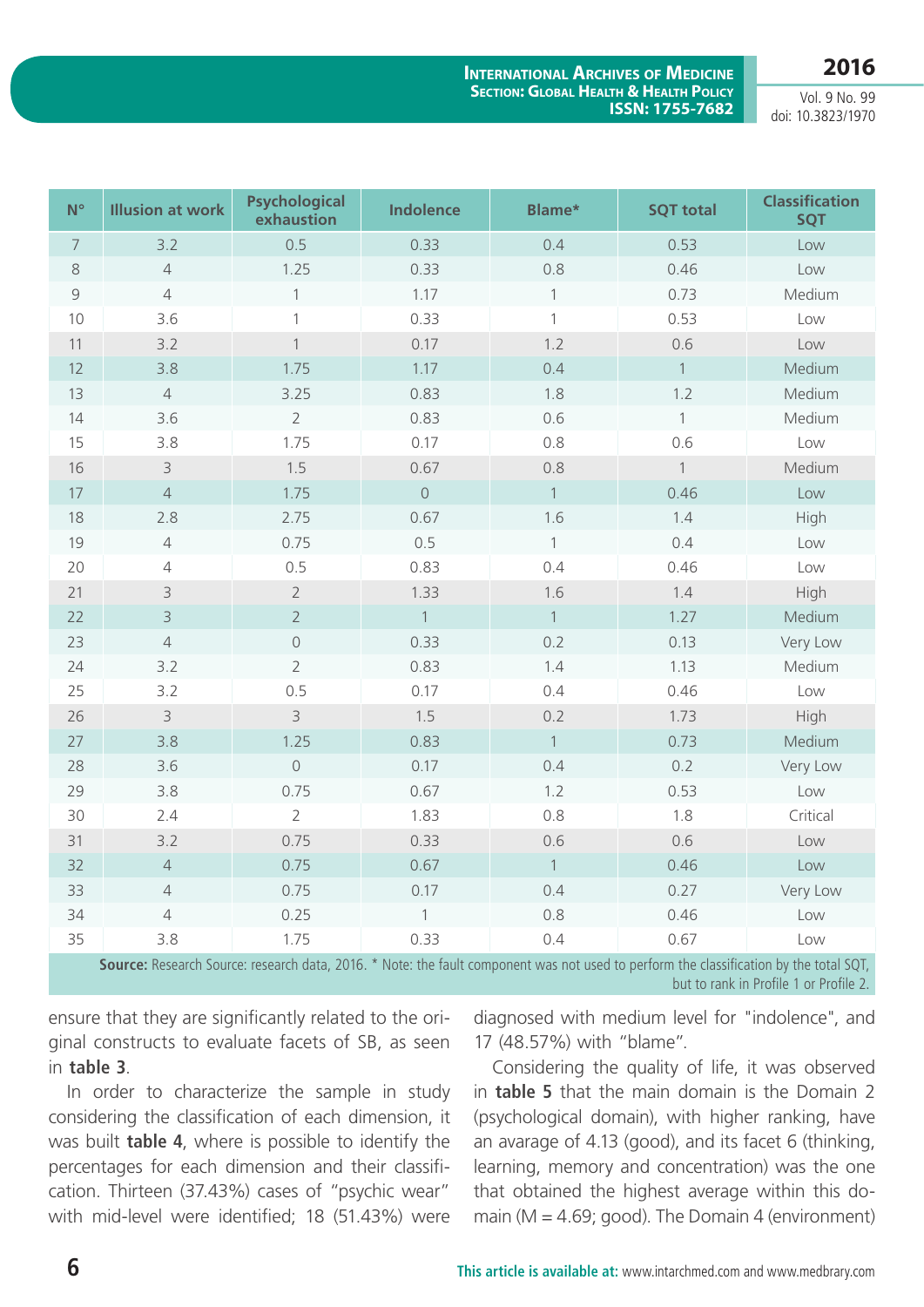| N° | Illusion at work | Psychological exhaustion | Indolence | Blame* | SQT total | Classification SQT |
|---|---|---|---|---|---|---|
| 7 | 3.2 | 0.5 | 0.33 | 0.4 | 0.53 | Low |
| 8 | 4 | 1.25 | 0.33 | 0.8 | 0.46 | Low |
| 9 | 4 | 1 | 1.17 | 1 | 0.73 | Medium |
| 10 | 3.6 | 1 | 0.33 | 1 | 0.53 | Low |
| 11 | 3.2 | 1 | 0.17 | 1.2 | 0.6 | Low |
| 12 | 3.8 | 1.75 | 1.17 | 0.4 | 1 | Medium |
| 13 | 4 | 3.25 | 0.83 | 1.8 | 1.2 | Medium |
| 14 | 3.6 | 2 | 0.83 | 0.6 | 1 | Medium |
| 15 | 3.8 | 1.75 | 0.17 | 0.8 | 0.6 | Low |
| 16 | 3 | 1.5 | 0.67 | 0.8 | 1 | Medium |
| 17 | 4 | 1.75 | 0 | 1 | 0.46 | Low |
| 18 | 2.8 | 2.75 | 0.67 | 1.6 | 1.4 | High |
| 19 | 4 | 0.75 | 0.5 | 1 | 0.4 | Low |
| 20 | 4 | 0.5 | 0.83 | 0.4 | 0.46 | Low |
| 21 | 3 | 2 | 1.33 | 1.6 | 1.4 | High |
| 22 | 3 | 2 | 1 | 1 | 1.27 | Medium |
| 23 | 4 | 0 | 0.33 | 0.2 | 0.13 | Very Low |
| 24 | 3.2 | 2 | 0.83 | 1.4 | 1.13 | Medium |
| 25 | 3.2 | 0.5 | 0.17 | 0.4 | 0.46 | Low |
| 26 | 3 | 3 | 1.5 | 0.2 | 1.73 | High |
| 27 | 3.8 | 1.25 | 0.83 | 1 | 0.73 | Medium |
| 28 | 3.6 | 0 | 0.17 | 0.4 | 0.2 | Very Low |
| 29 | 3.8 | 0.75 | 0.67 | 1.2 | 0.53 | Low |
| 30 | 2.4 | 2 | 1.83 | 0.8 | 1.8 | Critical |
| 31 | 3.2 | 0.75 | 0.33 | 0.6 | 0.6 | Low |
| 32 | 4 | 0.75 | 0.67 | 1 | 0.46 | Low |
| 33 | 4 | 0.75 | 0.17 | 0.4 | 0.27 | Very Low |
| 34 | 4 | 0.25 | 1 | 0.8 | 0.46 | Low |
| 35 | 3.8 | 1.75 | 0.33 | 0.4 | 0.67 | Low |

**Source:** Research Source: research data, 2016. * Note: the fault component was not used to perform the classification by the total SQT, but to rank in Profile 1 or Profile 2.

ensure that they are significantly related to the original constructs to evaluate facets of SB, as seen in **table 3**.

In order to characterize the sample in study considering the classification of each dimension, it was built **table 4**, where is possible to identify the percentages for each dimension and their classification. Thirteen (37.43%) cases of "psychic wear" with mid-level were identified; 18 (51.43%) were diagnosed with medium level for "indolence", and 17 (48.57%) with "blame".

Considering the quality of life, it was observed in **table 5** that the main domain is the Domain 2 (psychological domain), with higher ranking, have an avarage of 4.13 (good), and its facet 6 (thinking, learning, memory and concentration) was the one that obtained the highest average within this domain (M = 4.69; good). The Domain 4 (environment)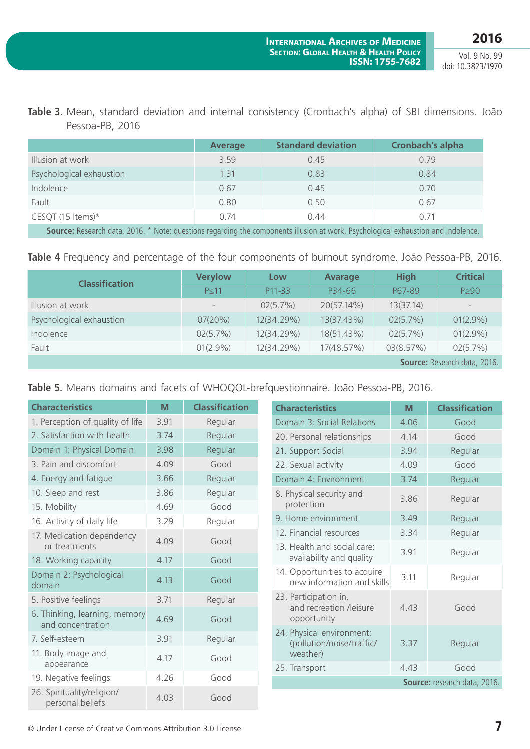**Table 3.** Mean, standard deviation and internal consistency (Cronbach's alpha) of SBI dimensions. João Pessoa-PB, 2016

| | Average | Standard deviation | Cronbach's alpha |
|---|---|---|---|
| Illusion at work | 3.59 | 0.45 | 0.79 |
| Psychological exhaustion | 1.31 | 0.83 | 0.84 |
| Indolence | 0.67 | 0.45 | 0.70 |
| Fault | 0.80 | 0.50 | 0.67 |
| CESQT (15 Items)* | 0.74 | 0.44 | 0.71 |

**Source:** Research data, 2016. * Note: questions regarding the components illusion at work, Psychological exhaustion and Indolence.

**Table 4** Frequency and percentage of the four components of burnout syndrome. João Pessoa-PB, 2016.

| Classification | Verylow | Low | Avarage | High | Critical |
|---|---|---|---|---|---|
| | P≤11 | P11-33 | P34-66 | P67-89 | P≥90 |
| Illusion at work | - | 02(5.7%) | 20(57.14%) | 13(37.14) | - |
| Psychological exhaustion | 07(20%) | 12(34.29%) | 13(37.43%) | 02(5.7%) | 01(2.9%) |
| Indolence | 02(5.7%) | 12(34.29%) | 18(51.43%) | 02(5.7%) | 01(2.9%) |
| Fault | 01(2.9%) | 12(34.29%) | 17(48.57%) | 03(8.57%) | 02(5.7%) |

**Source:** Research data, 2016.

**Table 5.** Means domains and facets of WHOQOL-brefquestionnaire. João Pessoa-PB, 2016.

| Characteristics | M | Classification |
|---|---|---|
| 1. Perception of quality of life | 3.91 | Regular |
| 2. Satisfaction with health | 3.74 | Regular |
| Domain 1: Physical Domain | 3.98 | Regular |
| 3. Pain and discomfort | 4.09 | Good |
| 4. Energy and fatigue | 3.66 | Regular |
| 10. Sleep and rest | 3.86 | Regular |
| 15. Mobility | 4.69 | Good |
| 16. Activity of daily life | 3.29 | Regular |
| 17. Medication dependency or treatments | 4.09 | Good |
| 18. Working capacity | 4.17 | Good |
| Domain 2: Psychological domain | 4.13 | Good |
| 5. Positive feelings | 3.71 | Regular |
| 6. Thinking, learning, memory and concentration | 4.69 | Good |
| 7. Self-esteem | 3.91 | Regular |
| 11. Body image and appearance | 4.17 | Good |
| 19. Negative feelings | 4.26 | Good |
| 26. Spirituality/religion/ personal beliefs | 4.03 | Good |
| Domain 3: Social Relations | 4.06 | Good |
| 20. Personal relationships | 4.14 | Good |
| 21. Support Social | 3.94 | Regular |
| 22. Sexual activity | 4.09 | Good |
| Domain 4: Environment | 3.74 | Regular |
| 8. Physical security and protection | 3.86 | Regular |
| 9. Home environment | 3.49 | Regular |
| 12. Financial resources | 3.34 | Regular |
| 13. Health and social care: availability and quality | 3.91 | Regular |
| 14. Opportunities to acquire new information and skills | 3.11 | Regular |
| 23. Participation in, and recreation /leisure opportunity | 4.43 | Good |
| 24. Physical environment: (pollution/noise/traffic/ weather) | 3.37 | Regular |
| 25. Transport | 4.43 | Good |

**Source:** research data, 2016.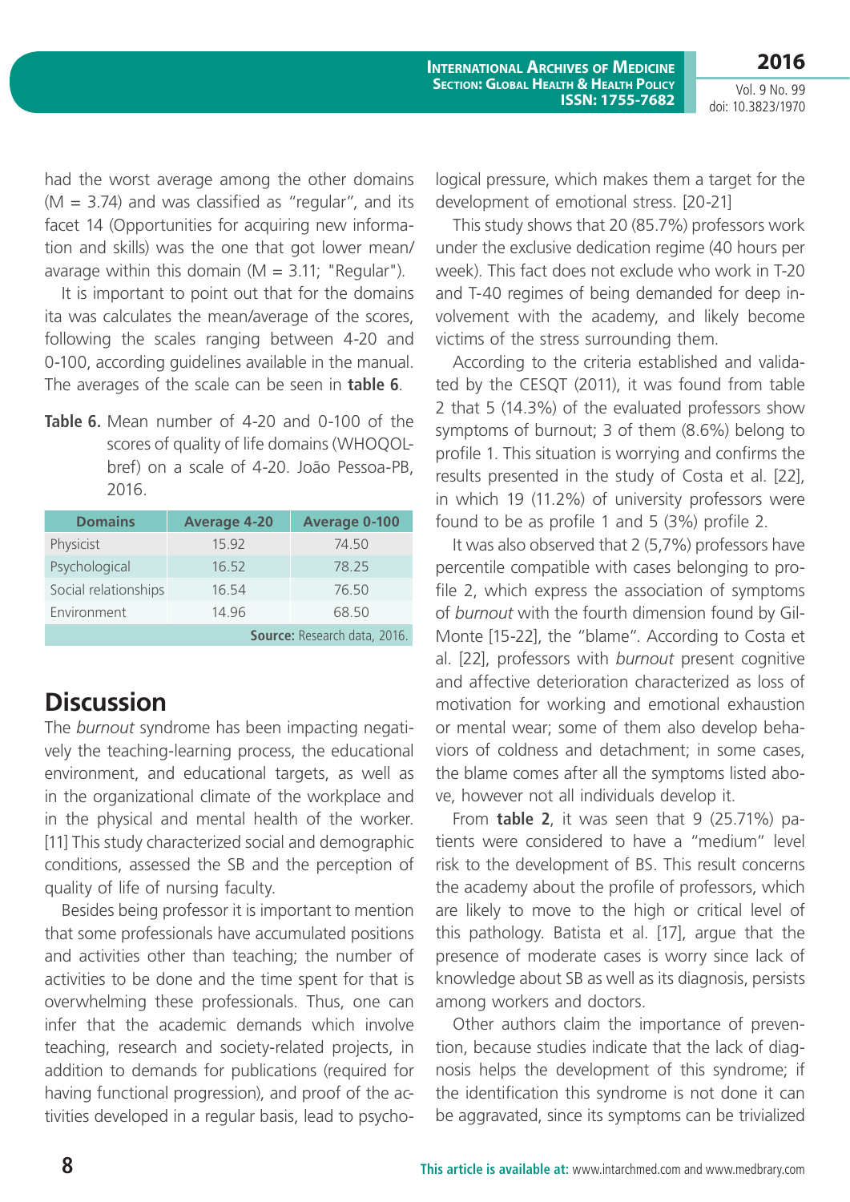had the worst average among the other domains (M = 3.74) and was classified as "regular", and its facet 14 (Opportunities for acquiring new information and skills) was the one that got lower mean/avarage within this domain (M = 3.11; "Regular").

It is important to point out that for the domains ita was calculates the mean/average of the scores, following the scales ranging between 4-20 and 0-100, according guidelines available in the manual. The averages of the scale can be seen in **table 6**.

**Table 6.** Mean number of 4-20 and 0-100 of the scores of quality of life domains (WHOQOL-bref) on a scale of 4-20. João Pessoa-PB, 2016.

| Domains | Average 4-20 | Average 0-100 |
|---|---|---|
| Physicist | 15.92 | 74.50 |
| Psychological | 16.52 | 78.25 |
| Social relationships | 16.54 | 76.50 |
| Environment | 14.96 | 68.50 |

**Source:** Research data, 2016.

## Discussion

The *burnout* syndrome has been impacting negatively the teaching-learning process, the educational environment, and educational targets, as well as in the organizational climate of the workplace and in the physical and mental health of the worker. [11] This study characterized social and demographic conditions, assessed the SB and the perception of quality of life of nursing faculty.

Besides being professor it is important to mention that some professionals have accumulated positions and activities other than teaching; the number of activities to be done and the time spent for that is overwhelming these professionals. Thus, one can infer that the academic demands which involve teaching, research and society-related projects, in addition to demands for publications (required for having functional progression), and proof of the activities developed in a regular basis, lead to psychological pressure, which makes them a target for the development of emotional stress. [20-21]

This study shows that 20 (85.7%) professors work under the exclusive dedication regime (40 hours per week). This fact does not exclude who work in T-20 and T-40 regimes of being demanded for deep involvement with the academy, and likely become victims of the stress surrounding them.

According to the criteria established and validated by the CESQT (2011), it was found from table 2 that 5 (14.3%) of the evaluated professors show symptoms of burnout; 3 of them (8.6%) belong to profile 1. This situation is worrying and confirms the results presented in the study of Costa et al. [22], in which 19 (11.2%) of university professors were found to be as profile 1 and 5 (3%) profile 2.

It was also observed that 2 (5,7%) professors have percentile compatible with cases belonging to profile 2, which express the association of symptoms of *burnout* with the fourth dimension found by Gil-Monte [15-22], the "blame". According to Costa et al. [22], professors with *burnout* present cognitive and affective deterioration characterized as loss of motivation for working and emotional exhaustion or mental wear; some of them also develop behaviors of coldness and detachment; in some cases, the blame comes after all the symptoms listed above, however not all individuals develop it.

From **table 2**, it was seen that 9 (25.71%) patients were considered to have a "medium" level risk to the development of BS. This result concerns the academy about the profile of professors, which are likely to move to the high or critical level of this pathology. Batista et al. [17], argue that the presence of moderate cases is worry since lack of knowledge about SB as well as its diagnosis, persists among workers and doctors.

Other authors claim the importance of prevention, because studies indicate that the lack of diagnosis helps the development of this syndrome; if the identification this syndrome is not done it can be aggravated, since its symptoms can be trivialized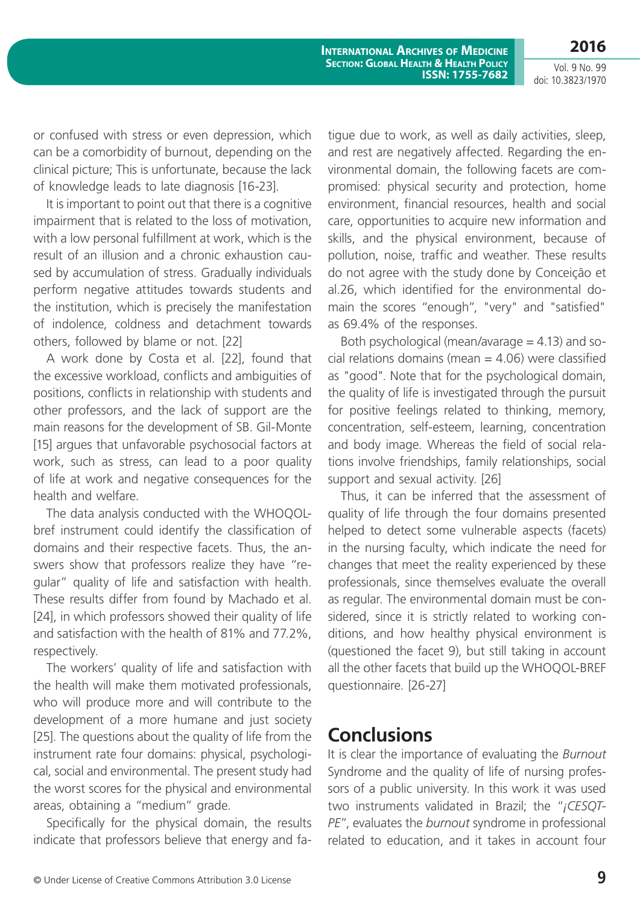or confused with stress or even depression, which can be a comorbidity of burnout, depending on the clinical picture; This is unfortunate, because the lack of knowledge leads to late diagnosis [16-23].

It is important to point out that there is a cognitive impairment that is related to the loss of motivation, with a low personal fulfillment at work, which is the result of an illusion and a chronic exhaustion caused by accumulation of stress. Gradually individuals perform negative attitudes towards students and the institution, which is precisely the manifestation of indolence, coldness and detachment towards others, followed by blame or not. [22]

A work done by Costa et al. [22], found that the excessive workload, conflicts and ambiguities of positions, conflicts in relationship with students and other professors, and the lack of support are the main reasons for the development of SB. Gil-Monte [15] argues that unfavorable psychosocial factors at work, such as stress, can lead to a poor quality of life at work and negative consequences for the health and welfare.

The data analysis conducted with the WHOQOL-bref instrument could identify the classification of domains and their respective facets. Thus, the answers show that professors realize they have "regular" quality of life and satisfaction with health. These results differ from found by Machado et al. [24], in which professors showed their quality of life and satisfaction with the health of 81% and 77.2%, respectively.

The workers' quality of life and satisfaction with the health will make them motivated professionals, who will produce more and will contribute to the development of a more humane and just society [25]. The questions about the quality of life from the instrument rate four domains: physical, psychological, social and environmental. The present study had the worst scores for the physical and environmental areas, obtaining a "medium" grade.

Specifically for the physical domain, the results indicate that professors believe that energy and fatigue due to work, as well as daily activities, sleep, and rest are negatively affected. Regarding the environmental domain, the following facets are compromised: physical security and protection, home environment, financial resources, health and social care, opportunities to acquire new information and skills, and the physical environment, because of pollution, noise, traffic and weather. These results do not agree with the study done by Conceição et al.26, which identified for the environmental domain the scores "enough", "very" and "satisfied" as 69.4% of the responses.

Both psychological (mean/avarage = 4.13) and social relations domains (mean = 4.06) were classified as "good". Note that for the psychological domain, the quality of life is investigated through the pursuit for positive feelings related to thinking, memory, concentration, self-esteem, learning, concentration and body image. Whereas the field of social relations involve friendships, family relationships, social support and sexual activity. [26]

Thus, it can be inferred that the assessment of quality of life through the four domains presented helped to detect some vulnerable aspects (facets) in the nursing faculty, which indicate the need for changes that meet the reality experienced by these professionals, since themselves evaluate the overall as regular. The environmental domain must be considered, since it is strictly related to working conditions, and how healthy physical environment is (questioned the facet 9), but still taking in account all the other facets that build up the WHOQOL-BREF questionnaire. [26-27]

## Conclusions

It is clear the importance of evaluating the *Burnout* Syndrome and the quality of life of nursing professors of a public university. In this work it was used two instruments validated in Brazil; the "*¡CESQT-PE*", evaluates the *burnout* syndrome in professional related to education, and it takes in account four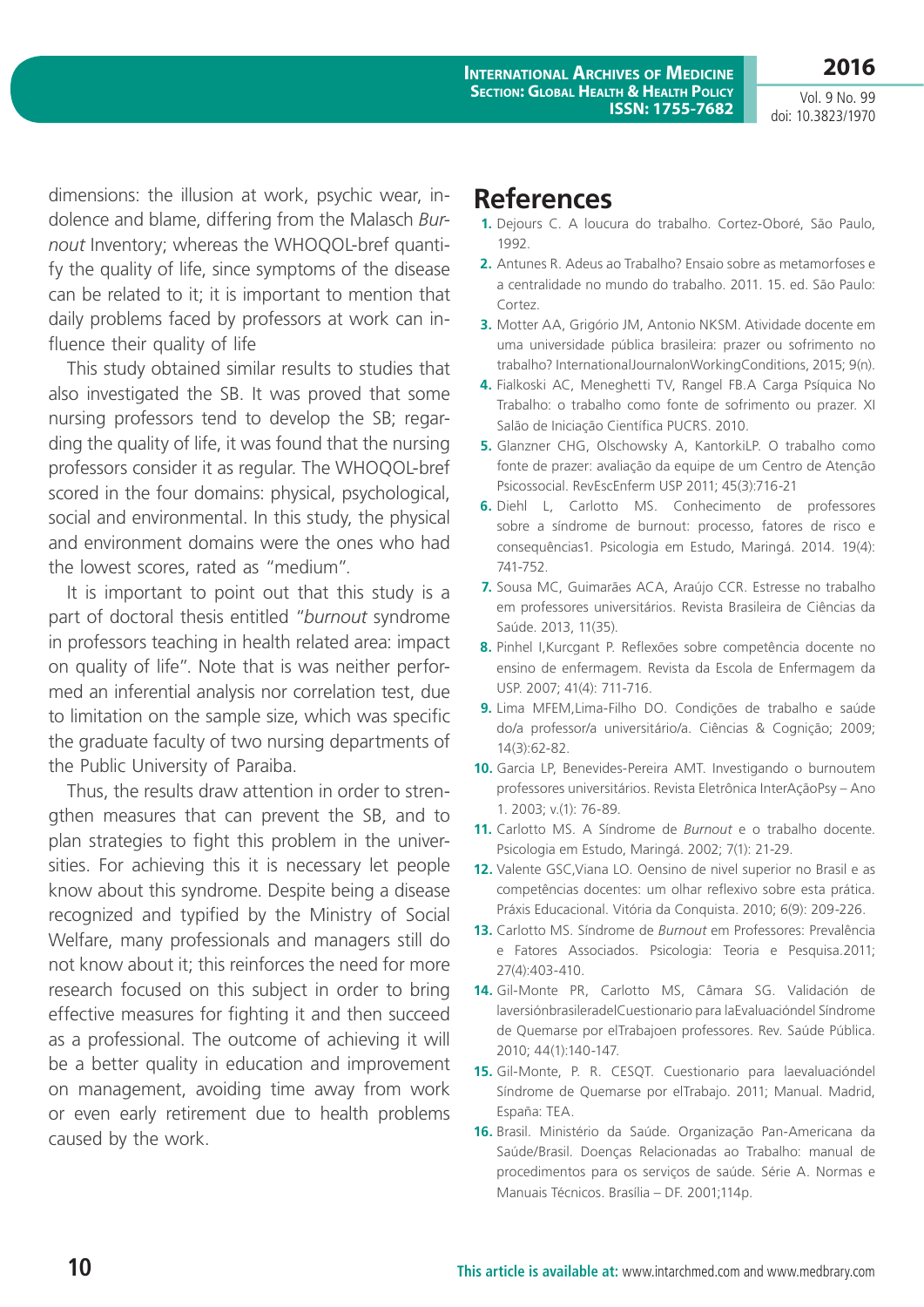dimensions: the illusion at work, psychic wear, indolence and blame, differing from the Malasch *Burnout* Inventory; whereas the WHOQOL-bref quantify the quality of life, since symptoms of the disease can be related to it; it is important to mention that daily problems faced by professors at work can influence their quality of life

This study obtained similar results to studies that also investigated the SB. It was proved that some nursing professors tend to develop the SB; regarding the quality of life, it was found that the nursing professors consider it as regular. The WHOQOL-bref scored in the four domains: physical, psychological, social and environmental. In this study, the physical and environment domains were the ones who had the lowest scores, rated as "medium".

It is important to point out that this study is a part of doctoral thesis entitled "*burnout* syndrome in professors teaching in health related area: impact on quality of life". Note that is was neither performed an inferential analysis nor correlation test, due to limitation on the sample size, which was specific the graduate faculty of two nursing departments of the Public University of Paraiba.

Thus, the results draw attention in order to strengthen measures that can prevent the SB, and to plan strategies to fight this problem in the universities. For achieving this it is necessary let people know about this syndrome. Despite being a disease recognized and typified by the Ministry of Social Welfare, many professionals and managers still do not know about it; this reinforces the need for more research focused on this subject in order to bring effective measures for fighting it and then succeed as a professional. The outcome of achieving it will be a better quality in education and improvement on management, avoiding time away from work or even early retirement due to health problems caused by the work.

# References

1. Dejours C. A loucura do trabalho. Cortez-Oboré, São Paulo, 1992.
2. Antunes R. Adeus ao Trabalho? Ensaio sobre as metamorfoses e a centralidade no mundo do trabalho. 2011. 15. ed. São Paulo: Cortez.
3. Motter AA, Grigório JM, Antonio NKSM. Atividade docente em uma universidade pública brasileira: prazer ou sofrimento no trabalho? InternationalJournalonWorkingConditions, 2015; 9(n).
4. Fialkoski AC, Meneghetti TV, Rangel FB.A Carga Psíquica No Trabalho: o trabalho como fonte de sofrimento ou prazer. XI Salão de Iniciação Científica PUCRS. 2010.
5. Glanzner CHG, Olschowsky A, KantorkiLP. O trabalho como fonte de prazer: avaliação da equipe de um Centro de Atenção Psicossocial. RevEscEnferm USP 2011; 45(3):716-21
6. Diehl L, Carlotto MS. Conhecimento de professores sobre a síndrome de burnout: processo, fatores de risco e consequências1. Psicologia em Estudo, Maringá. 2014. 19(4): 741-752.
7. Sousa MC, Guimarães ACA, Araújo CCR. Estresse no trabalho em professores universitários. Revista Brasileira de Ciências da Saúde. 2013, 11(35).
8. Pinhel I,Kurcgant P. Reflexões sobre competência docente no ensino de enfermagem. Revista da Escola de Enfermagem da USP. 2007; 41(4): 711-716.
9. Lima MFEM,Lima-Filho DO. Condições de trabalho e saúde do/a professor/a universitário/a. Ciências & Cognição; 2009; 14(3):62-82.
10. Garcia LP, Benevides-Pereira AMT. Investigando o burnoutem professores universitários. Revista Eletrônica InterAçãoPsy – Ano 1. 2003; v.(1): 76-89.
11. Carlotto MS. A Síndrome de *Burnout* e o trabalho docente. Psicologia em Estudo, Maringá. 2002; 7(1): 21-29.
12. Valente GSC,Viana LO. Oensino de nivel superior no Brasil e as competências docentes: um olhar reflexivo sobre esta prática. Práxis Educacional. Vitória da Conquista. 2010; 6(9): 209-226.
13. Carlotto MS. Síndrome de *Burnout* em Professores: Prevalência e Fatores Associados. Psicologia: Teoria e Pesquisa.2011; 27(4):403-410.
14. Gil-Monte PR, Carlotto MS, Câmara SG. Validación de laversiónbrasileradelCuestionario para laEvaluacióndel Síndrome de Quemarse por elTrabajoen professores. Rev. Saúde Pública. 2010; 44(1):140-147.
15. Gil-Monte, P. R. CESQT. Cuestionario para laevaluacióndel Síndrome de Quemarse por elTrabajo. 2011; Manual. Madrid, España: TEA.
16. Brasil. Ministério da Saúde. Organização Pan-Americana da Saúde/Brasil. Doenças Relacionadas ao Trabalho: manual de procedimentos para os serviços de saúde. Série A. Normas e Manuais Técnicos. Brasília – DF. 2001;114p.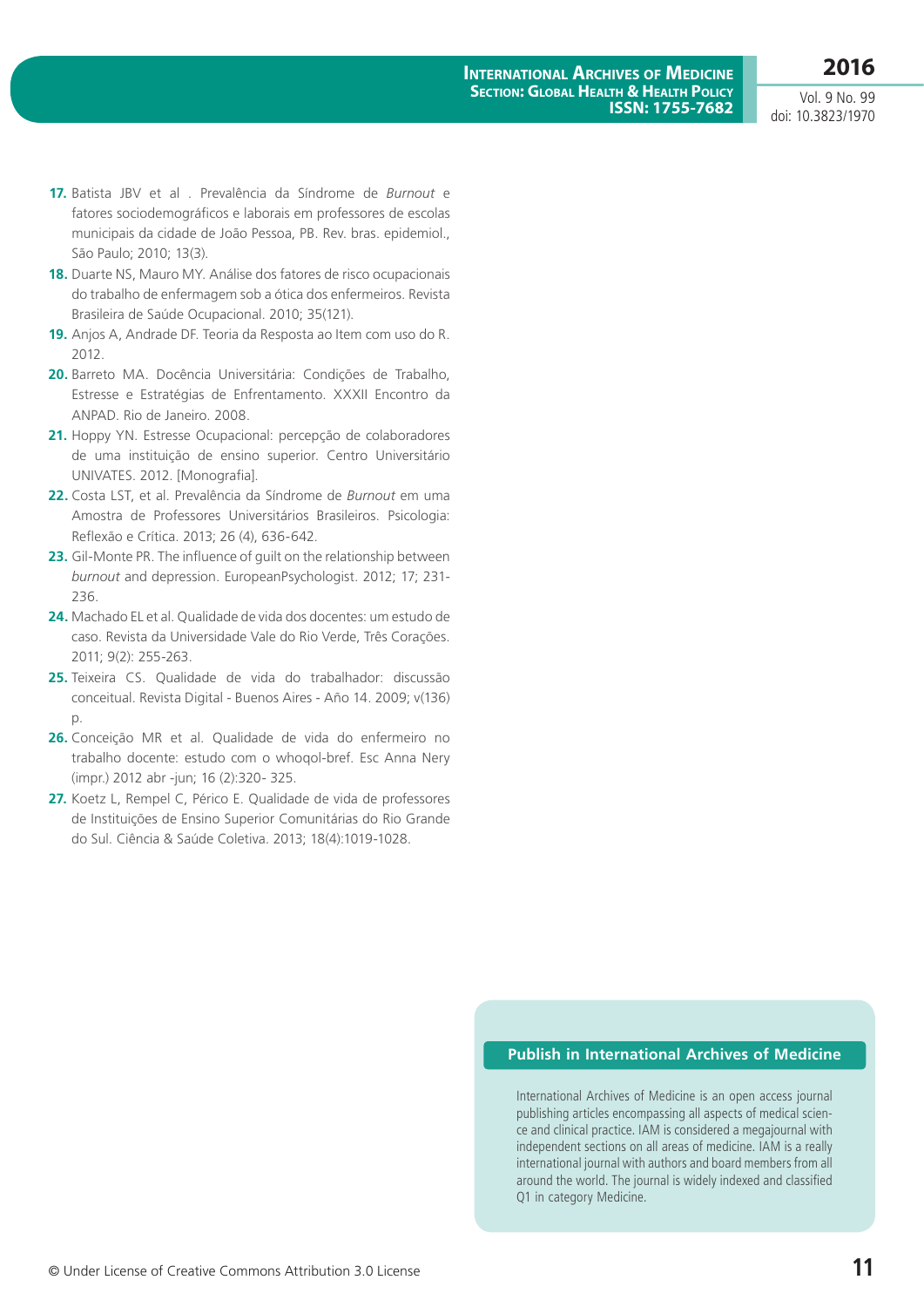17. Batista JBV et al . Prevalência da Síndrome de *Burnout* e fatores sociodemográficos e laborais em professores de escolas municipais da cidade de João Pessoa, PB. Rev. bras. epidemiol., São Paulo; 2010; 13(3).
18. Duarte NS, Mauro MY. Análise dos fatores de risco ocupacionais do trabalho de enfermagem sob a ótica dos enfermeiros. Revista Brasileira de Saúde Ocupacional. 2010; 35(121).
19. Anjos A, Andrade DF. Teoria da Resposta ao Item com uso do R. 2012.
20. Barreto MA. Docência Universitária: Condições de Trabalho, Estresse e Estratégias de Enfrentamento. XXXII Encontro da ANPAD. Rio de Janeiro. 2008.
21. Hoppy YN. Estresse Ocupacional: percepção de colaboradores de uma instituição de ensino superior. Centro Universitário UNIVATES. 2012. [Monografia].
22. Costa LST, et al. Prevalência da Síndrome de *Burnout* em uma Amostra de Professores Universitários Brasileiros. Psicologia: Reflexão e Crítica. 2013; 26 (4), 636-642.
23. Gil-Monte PR. The influence of guilt on the relationship between *burnout* and depression. EuropeanPsychologist. 2012; 17; 231-236.
24. Machado EL et al. Qualidade de vida dos docentes: um estudo de caso. Revista da Universidade Vale do Rio Verde, Três Corações. 2011; 9(2): 255-263.
25. Teixeira CS. Qualidade de vida do trabalhador: discussão conceitual. Revista Digital - Buenos Aires - Año 14. 2009; v(136) p.
26. Conceição MR et al. Qualidade de vida do enfermeiro no trabalho docente: estudo com o whoqol-bref. Esc Anna Nery (impr.) 2012 abr -jun; 16 (2):320- 325.
27. Koetz L, Rempel C, Périco E. Qualidade de vida de professores de Instituições de Ensino Superior Comunitárias do Rio Grande do Sul. Ciência & Saúde Coletiva. 2013; 18(4):1019-1028.

**Publish in International Archives of Medicine**

International Archives of Medicine is an open access journal publishing articles encompassing all aspects of medical science and clinical practice. IAM is considered a megajournal with independent sections on all areas of medicine. IAM is a really international journal with authors and board members from all around the world. The journal is widely indexed and classified Q1 in category Medicine.

© Under License of Creative Commons Attribution 3.0 License